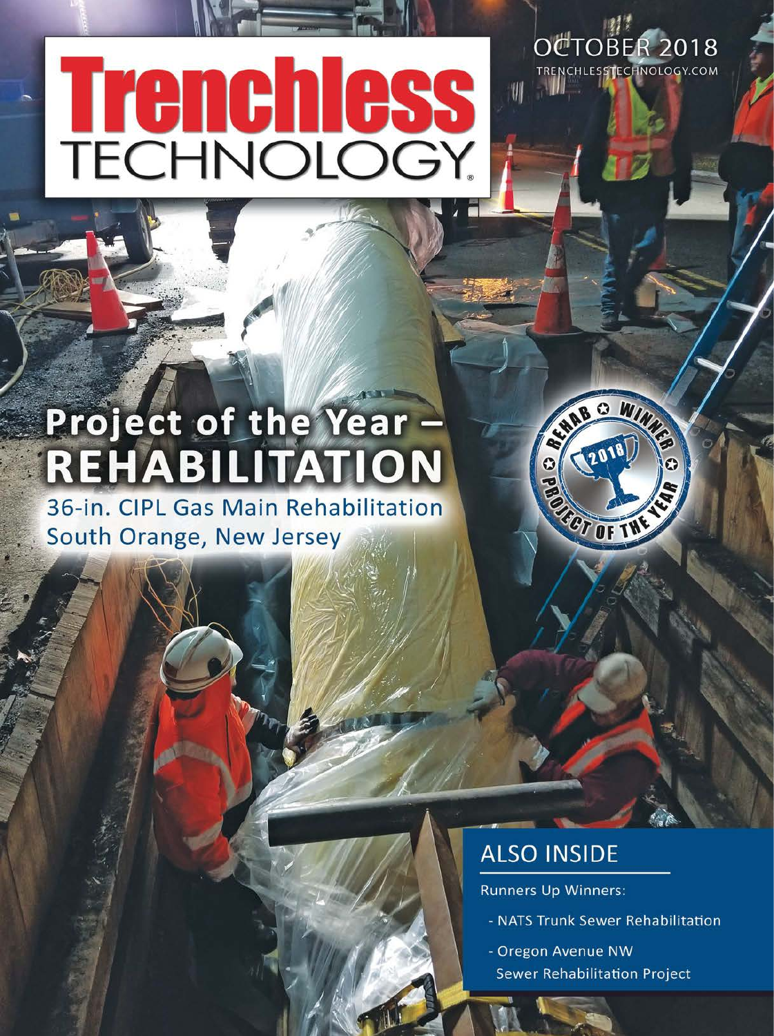# Trenchless TECHNOLOGY

OCTOBER 2018

TRENCHLESSTECHNOLOGY.COM

## Project of the Year – REHABILITATION

36-in. CIPL Gas Main Rehabilitation
South Orange, New Jersey

REHAB WINNER 2018 PROJECT OF THE YEAR

### ALSO INSIDE

Runners Up Winners:

- NATS Trunk Sewer Rehabilitation
- Oregon Avenue NW Sewer Rehabilitation Project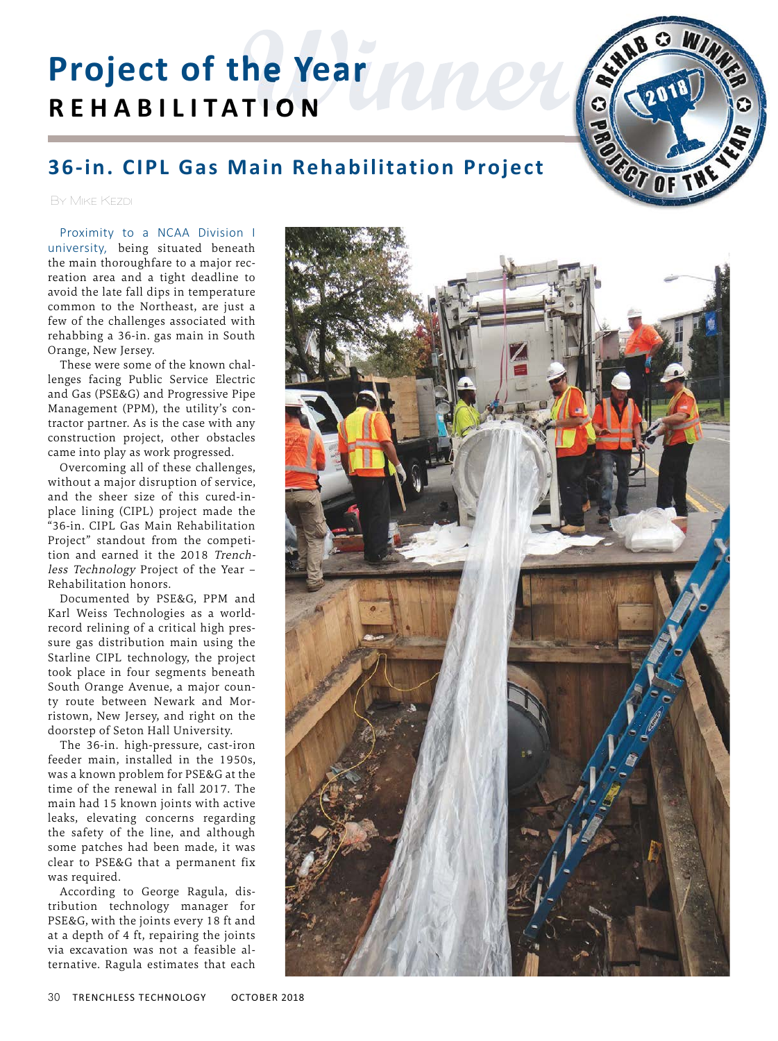# Project of the Year
## REHABILITATION

## 36-in. CIPL Gas Main Rehabilitation Project

By Mike Kezdi

Proximity to a NCAA Division I university, being situated beneath the main thoroughfare to a major recreation area and a tight deadline to avoid the late fall dips in temperature common to the Northeast, are just a few of the challenges associated with rehabbing a 36-in. gas main in South Orange, New Jersey.

These were some of the known challenges facing Public Service Electric and Gas (PSE&G) and Progressive Pipe Management (PPM), the utility's contractor partner. As is the case with any construction project, other obstacles came into play as work progressed.

Overcoming all of these challenges, without a major disruption of service, and the sheer size of this cured-in-place lining (CIPL) project made the "36-in. CIPL Gas Main Rehabilitation Project" standout from the competition and earned it the 2018 *Trenchless Technology* Project of the Year – Rehabilitation honors.

Documented by PSE&G, PPM and Karl Weiss Technologies as a world-record relining of a critical high pressure gas distribution main using the Starline CIPL technology, the project took place in four segments beneath South Orange Avenue, a major county route between Newark and Morristown, New Jersey, and right on the doorstep of Seton Hall University.

The 36-in. high-pressure, cast-iron feeder main, installed in the 1950s, was a known problem for PSE&G at the time of the renewal in fall 2017. The main had 15 known joints with active leaks, elevating concerns regarding the safety of the line, and although some patches had been made, it was clear to PSE&G that a permanent fix was required.

According to George Ragula, distribution technology manager for PSE&G, with the joints every 18 ft and at a depth of 4 ft, repairing the joints via excavation was not a feasible alternative. Ragula estimates that each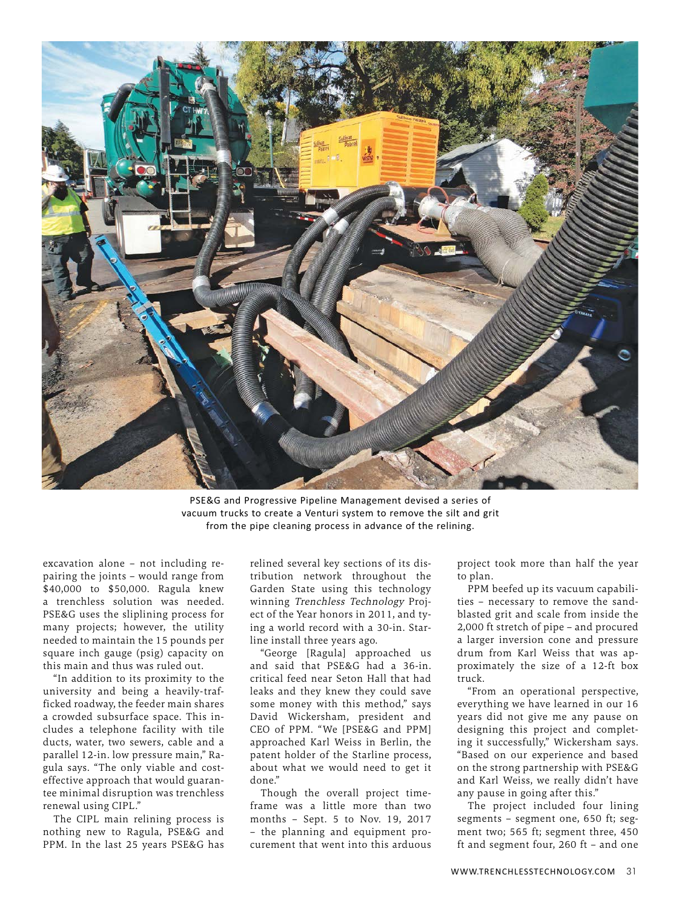PSE&G and Progressive Pipeline Management devised a series of vacuum trucks to create a Venturi system to remove the silt and grit from the pipe cleaning process in advance of the relining.

excavation alone – not including repairing the joints – would range from $40,000 to $50,000. Ragula knew a trenchless solution was needed. PSE&G uses the sliplining process for many projects; however, the utility needed to maintain the 15 pounds per square inch gauge (psig) capacity on this main and thus was ruled out.

"In addition to its proximity to the university and being a heavily-trafficked roadway, the feeder main shares a crowded subsurface space. This includes a telephone facility with tile ducts, water, two sewers, cable and a parallel 12-in. low pressure main," Ragula says. "The only viable and cost-effective approach that would guarantee minimal disruption was trenchless renewal using CIPL."

The CIPL main relining process is nothing new to Ragula, PSE&G and PPM. In the last 25 years PSE&G has relined several key sections of its distribution network throughout the Garden State using this technology winning *Trenchless Technology* Project of the Year honors in 2011, and tying a world record with a 30-in. Starline install three years ago.

"George [Ragula] approached us and said that PSE&G had a 36-in. critical feed near Seton Hall that had leaks and they knew they could save some money with this method," says David Wickersham, president and CEO of PPM. "We [PSE&G and PPM] approached Karl Weiss in Berlin, the patent holder of the Starline process, about what we would need to get it done."

Though the overall project timeframe was a little more than two months – Sept. 5 to Nov. 19, 2017 – the planning and equipment procurement that went into this arduous project took more than half the year to plan.

PPM beefed up its vacuum capabilities – necessary to remove the sand-blasted grit and scale from inside the 2,000 ft stretch of pipe – and procured a larger inversion cone and pressure drum from Karl Weiss that was approximately the size of a 12-ft box truck.

"From an operational perspective, everything we have learned in our 16 years did not give me any pause on designing this project and completing it successfully," Wickersham says. "Based on our experience and based on the strong partnership with PSE&G and Karl Weiss, we really didn't have any pause in going after this."

The project included four lining segments – segment one, 650 ft; segment two; 565 ft; segment three, 450 ft and segment four, 260 ft – and one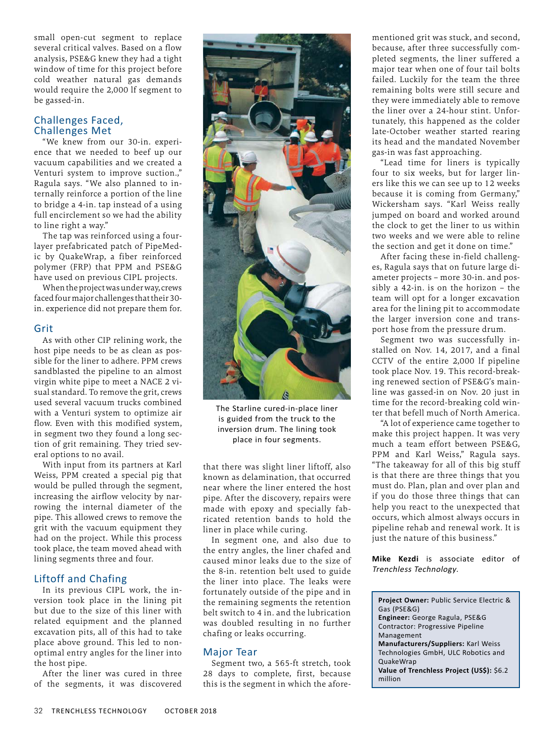small open-cut segment to replace several critical valves. Based on a flow analysis, PSE&G knew they had a tight window of time for this project before cold weather natural gas demands would require the 2,000 lf segment to be gassed-in.

## Challenges Faced, Challenges Met

"We knew from our 30-in. experience that we needed to beef up our vacuum capabilities and we created a Venturi system to improve suction.," Ragula says. "We also planned to internally reinforce a portion of the line to bridge a 4-in. tap instead of a using full encirclement so we had the ability to line right a way."

The tap was reinforced using a four-layer prefabricated patch of PipeMedic by QuakeWrap, a fiber reinforced polymer (FRP) that PPM and PSE&G have used on previous CIPL projects.

When the project was under way, crews faced four major challenges that their 30-in. experience did not prepare them for.

## Grit

As with other CIP relining work, the host pipe needs to be as clean as possible for the liner to adhere. PPM crews sandblasted the pipeline to an almost virgin white pipe to meet a NACE 2 visual standard. To remove the grit, crews used several vacuum trucks combined with a Venturi system to optimize air flow. Even with this modified system, in segment two they found a long section of grit remaining. They tried several options to no avail.

With input from its partners at Karl Weiss, PPM created a special pig that would be pulled through the segment, increasing the airflow velocity by narrowing the internal diameter of the pipe. This allowed crews to remove the grit with the vacuum equipment they had on the project. While this process took place, the team moved ahead with lining segments three and four.

## Liftoff and Chafing

In its previous CIPL work, the inversion took place in the lining pit but due to the size of this liner with related equipment and the planned excavation pits, all of this had to take place above ground. This led to non-optimal entry angles for the liner into the host pipe.

After the liner was cured in three of the segments, it was discovered that there was slight liner liftoff, also known as delamination, that occurred near where the liner entered the host pipe. After the discovery, repairs were made with epoxy and specially fabricated retention bands to hold the liner in place while curing.

The Starline cured-in-place liner is guided from the truck to the inversion drum. The lining took place in four segments.

In segment one, and also due to the entry angles, the liner chafed and caused minor leaks due to the size of the 8-in. retention belt used to guide the liner into place. The leaks were fortunately outside of the pipe and in the remaining segments the retention belt switch to 4 in. and the lubrication was doubled resulting in no further chafing or leaks occurring.

## Major Tear

Segment two, a 565-ft stretch, took 28 days to complete, first, because this is the segment in which the aforementioned grit was stuck, and second, because, after three successfully completed segments, the liner suffered a major tear when one of four tail bolts failed. Luckily for the team the three remaining bolts were still secure and they were immediately able to remove the liner over a 24-hour stint. Unfortunately, this happened as the colder late-October weather started rearing its head and the mandated November gas-in was fast approaching.

"Lead time for liners is typically four to six weeks, but for larger liners like this we can see up to 12 weeks because it is coming from Germany," Wickersham says. "Karl Weiss really jumped on board and worked around the clock to get the liner to us within two weeks and we were able to reline the section and get it done on time."

After facing these in-field challenges, Ragula says that on future large diameter projects – more 30-in. and possibly a 42-in. is on the horizon – the team will opt for a longer excavation area for the lining pit to accommodate the larger inversion cone and transport hose from the pressure drum.

Segment two was successfully installed on Nov. 14, 2017, and a final CCTV of the entire 2,000 lf pipeline took place Nov. 19. This record-breaking renewed section of PSE&G's mainline was gassed-in on Nov. 20 just in time for the record-breaking cold winter that befell much of North America.

"A lot of experience came together to make this project happen. It was very much a team effort between PSE&G, PPM and Karl Weiss," Ragula says. "The takeaway for all of this big stuff is that there are three things that you must do. Plan, plan and over plan and if you do those three things that can help you react to the unexpected that occurs, which almost always occurs in pipeline rehab and renewal work. It is just the nature of this business."

**Mike Kezdi** is associate editor of *Trenchless Technology.*

**Project Owner:** Public Service Electric & Gas (PSE&G)
**Engineer:** George Ragula, PSE&G
Contractor: Progressive Pipeline Management
**Manufacturers/Suppliers:** Karl Weiss Technologies GmbH, ULC Robotics and QuakeWrap
**Value of Trenchless Project (US$):** $6.2 million